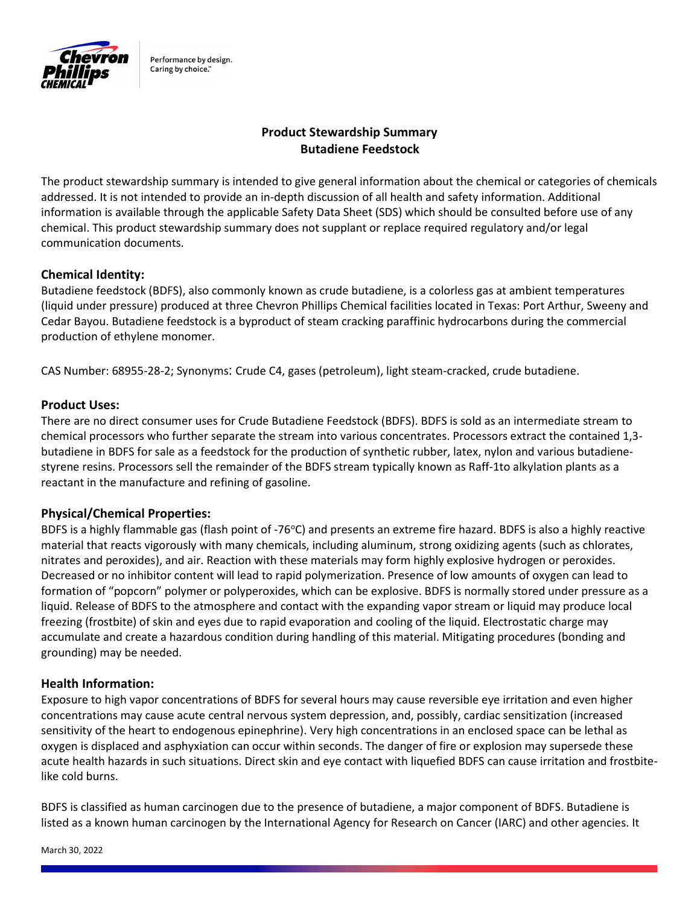# Product Stewardship Summary
# Butadiene Feedstock

The product stewardship summary is intended to give general information about the chemical or categories of chemicals addressed. It is not intended to provide an in-depth discussion of all health and safety information. Additional information is available through the applicable Safety Data Sheet (SDS) which should be consulted before use of any chemical. This product stewardship summary does not supplant or replace required regulatory and/or legal communication documents.

## Chemical Identity:

Butadiene feedstock (BDFS), also commonly known as crude butadiene, is a colorless gas at ambient temperatures (liquid under pressure) produced at three Chevron Phillips Chemical facilities located in Texas: Port Arthur, Sweeny and Cedar Bayou. Butadiene feedstock is a byproduct of steam cracking paraffinic hydrocarbons during the commercial production of ethylene monomer.

CAS Number: 68955-28-2; Synonyms: Crude C4, gases (petroleum), light steam-cracked, crude butadiene.

## Product Uses:

There are no direct consumer uses for Crude Butadiene Feedstock (BDFS). BDFS is sold as an intermediate stream to chemical processors who further separate the stream into various concentrates. Processors extract the contained 1,3-butadiene in BDFS for sale as a feedstock for the production of synthetic rubber, latex, nylon and various butadiene-styrene resins. Processors sell the remainder of the BDFS stream typically known as Raff-1to alkylation plants as a reactant in the manufacture and refining of gasoline.

## Physical/Chemical Properties:

BDFS is a highly flammable gas (flash point of -76°C) and presents an extreme fire hazard. BDFS is also a highly reactive material that reacts vigorously with many chemicals, including aluminum, strong oxidizing agents (such as chlorates, nitrates and peroxides), and air. Reaction with these materials may form highly explosive hydrogen or peroxides. Decreased or no inhibitor content will lead to rapid polymerization. Presence of low amounts of oxygen can lead to formation of "popcorn" polymer or polyperoxides, which can be explosive. BDFS is normally stored under pressure as a liquid. Release of BDFS to the atmosphere and contact with the expanding vapor stream or liquid may produce local freezing (frostbite) of skin and eyes due to rapid evaporation and cooling of the liquid. Electrostatic charge may accumulate and create a hazardous condition during handling of this material. Mitigating procedures (bonding and grounding) may be needed.

## Health Information:

Exposure to high vapor concentrations of BDFS for several hours may cause reversible eye irritation and even higher concentrations may cause acute central nervous system depression, and, possibly, cardiac sensitization (increased sensitivity of the heart to endogenous epinephrine). Very high concentrations in an enclosed space can be lethal as oxygen is displaced and asphyxiation can occur within seconds. The danger of fire or explosion may supersede these acute health hazards in such situations. Direct skin and eye contact with liquefied BDFS can cause irritation and frostbite-like cold burns.

BDFS is classified as human carcinogen due to the presence of butadiene, a major component of BDFS. Butadiene is listed as a known human carcinogen by the International Agency for Research on Cancer (IARC) and other agencies. It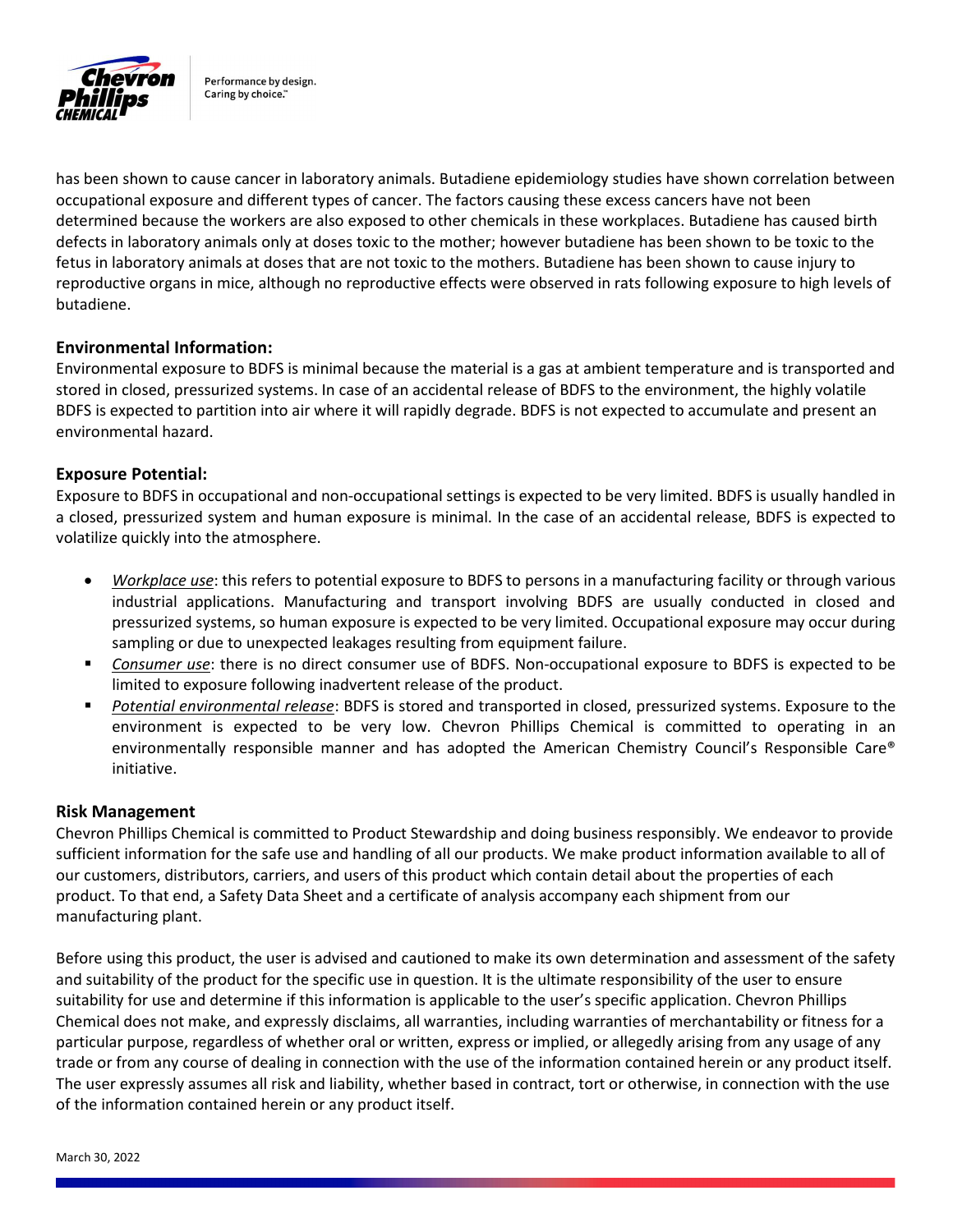has been shown to cause cancer in laboratory animals. Butadiene epidemiology studies have shown correlation between occupational exposure and different types of cancer. The factors causing these excess cancers have not been determined because the workers are also exposed to other chemicals in these workplaces. Butadiene has caused birth defects in laboratory animals only at doses toxic to the mother; however butadiene has been shown to be toxic to the fetus in laboratory animals at doses that are not toxic to the mothers. Butadiene has been shown to cause injury to reproductive organs in mice, although no reproductive effects were observed in rats following exposure to high levels of butadiene.

### Environmental Information:

Environmental exposure to BDFS is minimal because the material is a gas at ambient temperature and is transported and stored in closed, pressurized systems. In case of an accidental release of BDFS to the environment, the highly volatile BDFS is expected to partition into air where it will rapidly degrade. BDFS is not expected to accumulate and present an environmental hazard.

### Exposure Potential:

Exposure to BDFS in occupational and non-occupational settings is expected to be very limited. BDFS is usually handled in a closed, pressurized system and human exposure is minimal. In the case of an accidental release, BDFS is expected to volatilize quickly into the atmosphere.

- *Workplace use*: this refers to potential exposure to BDFS to persons in a manufacturing facility or through various industrial applications. Manufacturing and transport involving BDFS are usually conducted in closed and pressurized systems, so human exposure is expected to be very limited. Occupational exposure may occur during sampling or due to unexpected leakages resulting from equipment failure.
- *Consumer use*: there is no direct consumer use of BDFS. Non-occupational exposure to BDFS is expected to be limited to exposure following inadvertent release of the product.
- *Potential environmental release*: BDFS is stored and transported in closed, pressurized systems. Exposure to the environment is expected to be very low. Chevron Phillips Chemical is committed to operating in an environmentally responsible manner and has adopted the American Chemistry Council's Responsible Care® initiative.

### Risk Management

Chevron Phillips Chemical is committed to Product Stewardship and doing business responsibly. We endeavor to provide sufficient information for the safe use and handling of all our products. We make product information available to all of our customers, distributors, carriers, and users of this product which contain detail about the properties of each product. To that end, a Safety Data Sheet and a certificate of analysis accompany each shipment from our manufacturing plant.

Before using this product, the user is advised and cautioned to make its own determination and assessment of the safety and suitability of the product for the specific use in question. It is the ultimate responsibility of the user to ensure suitability for use and determine if this information is applicable to the user's specific application. Chevron Phillips Chemical does not make, and expressly disclaims, all warranties, including warranties of merchantability or fitness for a particular purpose, regardless of whether oral or written, express or implied, or allegedly arising from any usage of any trade or from any course of dealing in connection with the use of the information contained herein or any product itself. The user expressly assumes all risk and liability, whether based in contract, tort or otherwise, in connection with the use of the information contained herein or any product itself.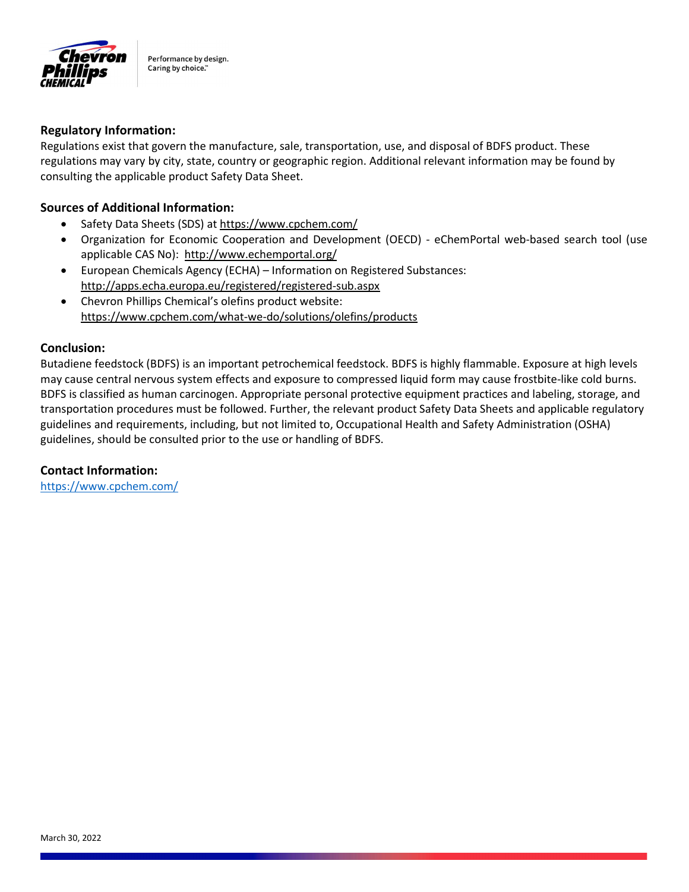**Regulatory Information:**

Regulations exist that govern the manufacture, sale, transportation, use, and disposal of BDFS product. These regulations may vary by city, state, country or geographic region. Additional relevant information may be found by consulting the applicable product Safety Data Sheet.

**Sources of Additional Information:**

- Safety Data Sheets (SDS) at https://www.cpchem.com/
- Organization for Economic Cooperation and Development (OECD) - eChemPortal web-based search tool (use applicable CAS No): http://www.echemportal.org/
- European Chemicals Agency (ECHA) – Information on Registered Substances: http://apps.echa.europa.eu/registered/registered-sub.aspx
- Chevron Phillips Chemical's olefins product website: https://www.cpchem.com/what-we-do/solutions/olefins/products

**Conclusion:**

Butadiene feedstock (BDFS) is an important petrochemical feedstock. BDFS is highly flammable. Exposure at high levels may cause central nervous system effects and exposure to compressed liquid form may cause frostbite-like cold burns. BDFS is classified as human carcinogen. Appropriate personal protective equipment practices and labeling, storage, and transportation procedures must be followed. Further, the relevant product Safety Data Sheets and applicable regulatory guidelines and requirements, including, but not limited to, Occupational Health and Safety Administration (OSHA) guidelines, should be consulted prior to the use or handling of BDFS.

**Contact Information:**

https://www.cpchem.com/

March 30, 2022